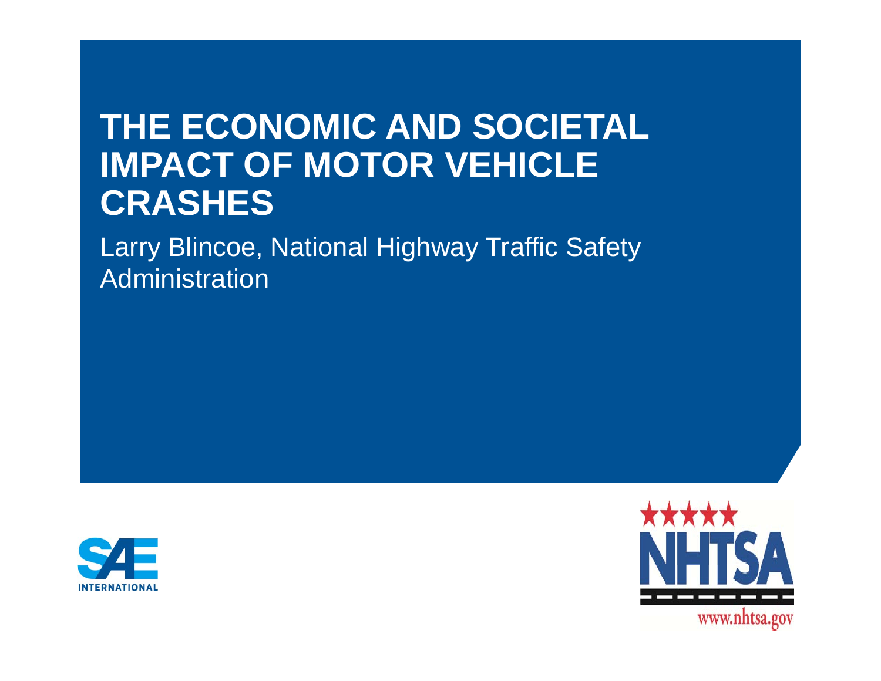# THE ECONOMIC AND SOCIETAL IMPACT OF MOTOR VEHICLE CRASHES

Larry Blincoe, National Highway Traffic Safety Administration

SAE INTERNATIONAL

NHTSA

www.nhtsa.gov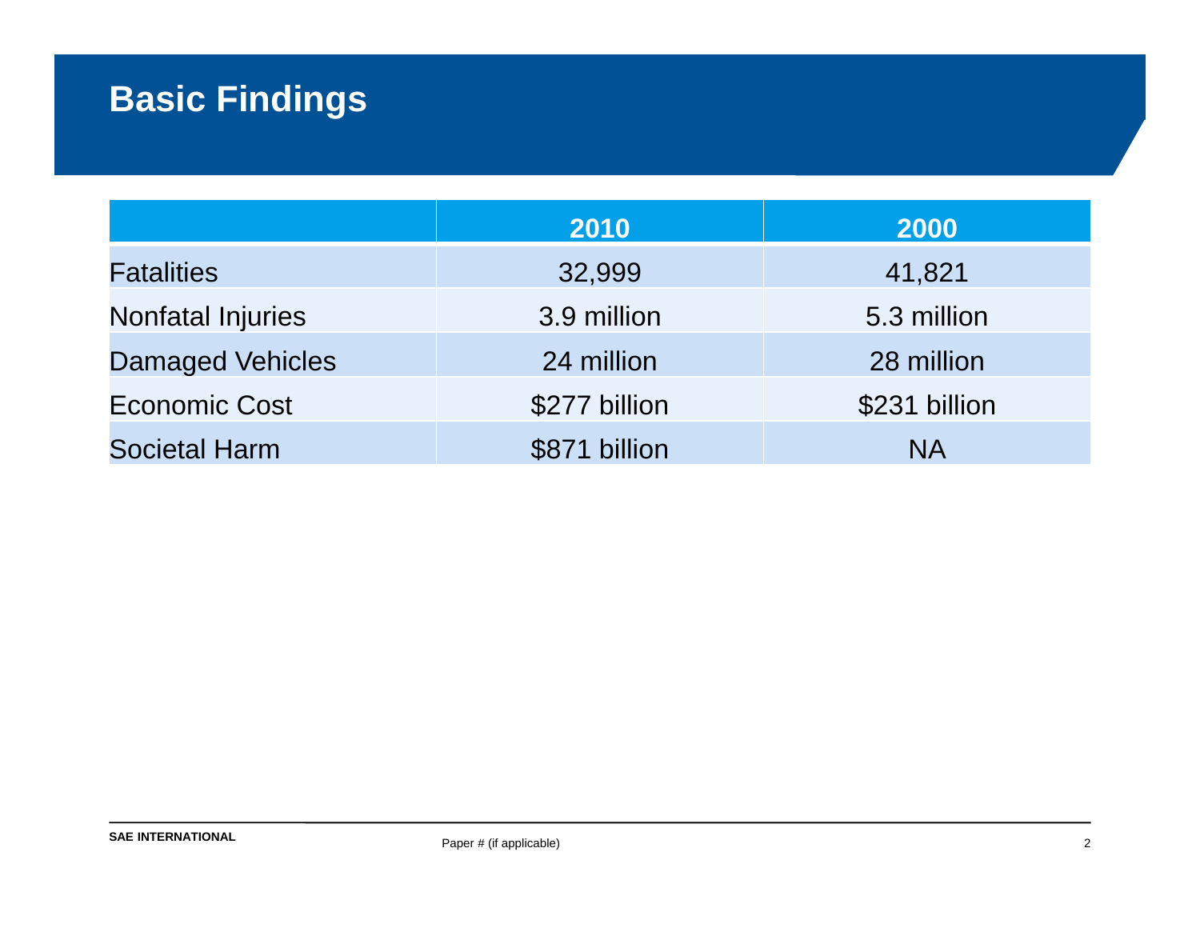# Basic Findings

| | 2010 | 2000 |
|---|---|---|
| Fatalities | 32,999 | 41,821 |
| Nonfatal Injuries | 3.9 million | 5.3 million |
| Damaged Vehicles | 24 million | 28 million |
| Economic Cost | $277 billion | $231 billion |
| Societal Harm | $871 billion | NA |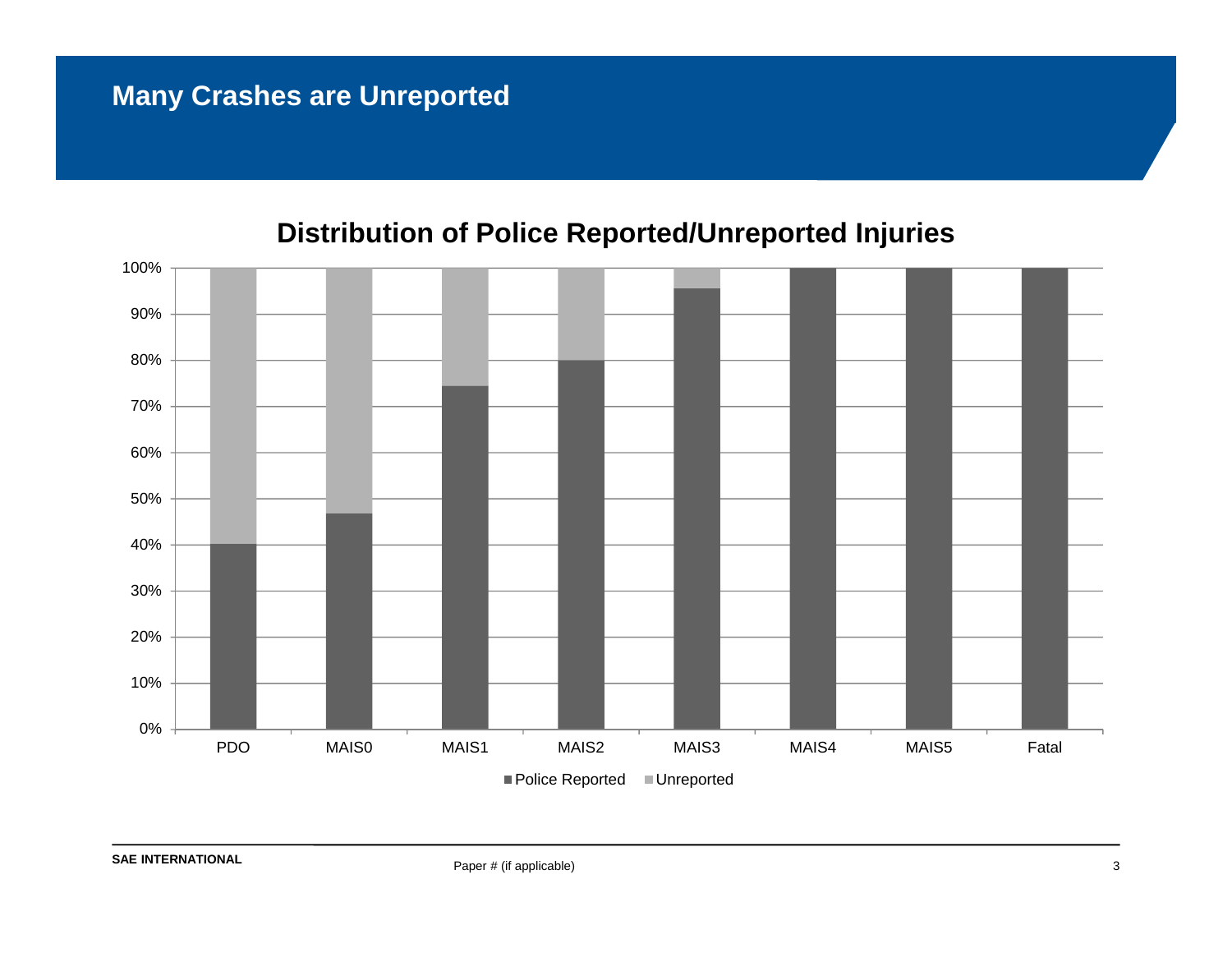# Many Crashes are Unreported

## Distribution of Police Reported/Unreported Injuries

100%
90%
80%
70%
60%
50%
40%
30%
20%
10%
0%

PDO MAIS0 MAIS1 MAIS2 MAIS3 MAIS4 MAIS5 Fatal

■ Police Reported ■ Unreported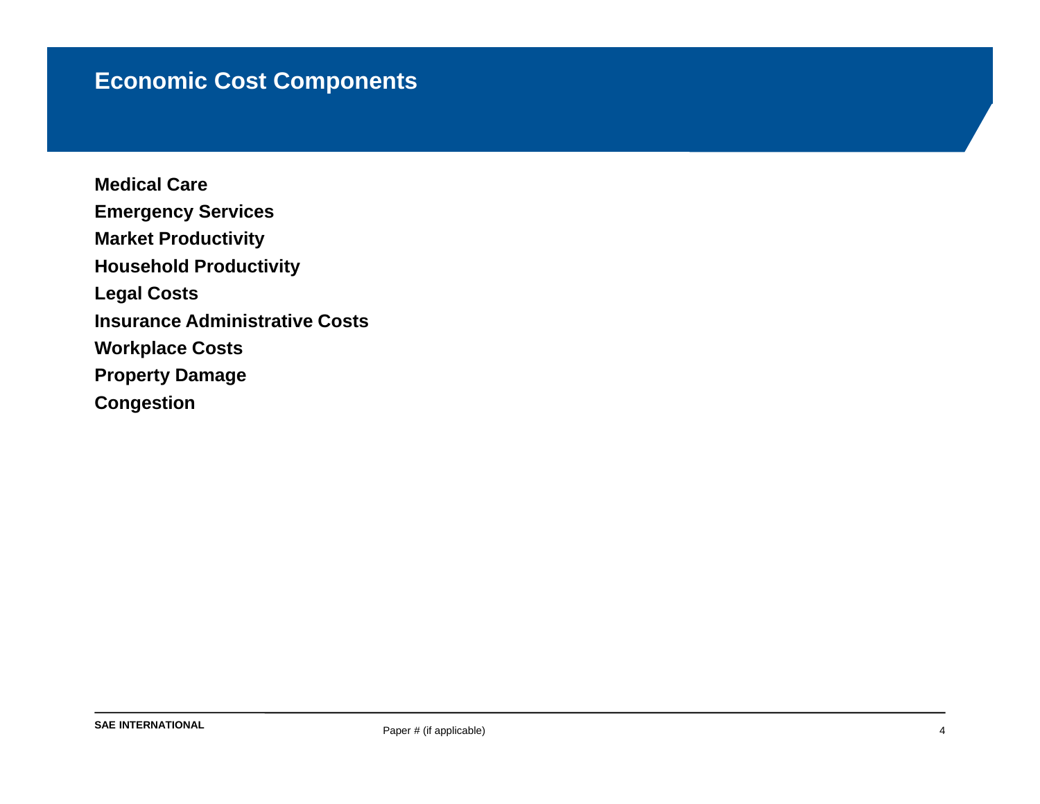# Economic Cost Components

**Medical Care**

**Emergency Services**

**Market Productivity**

**Household Productivity**

**Legal Costs**

**Insurance Administrative Costs**

**Workplace Costs**

**Property Damage**

**Congestion**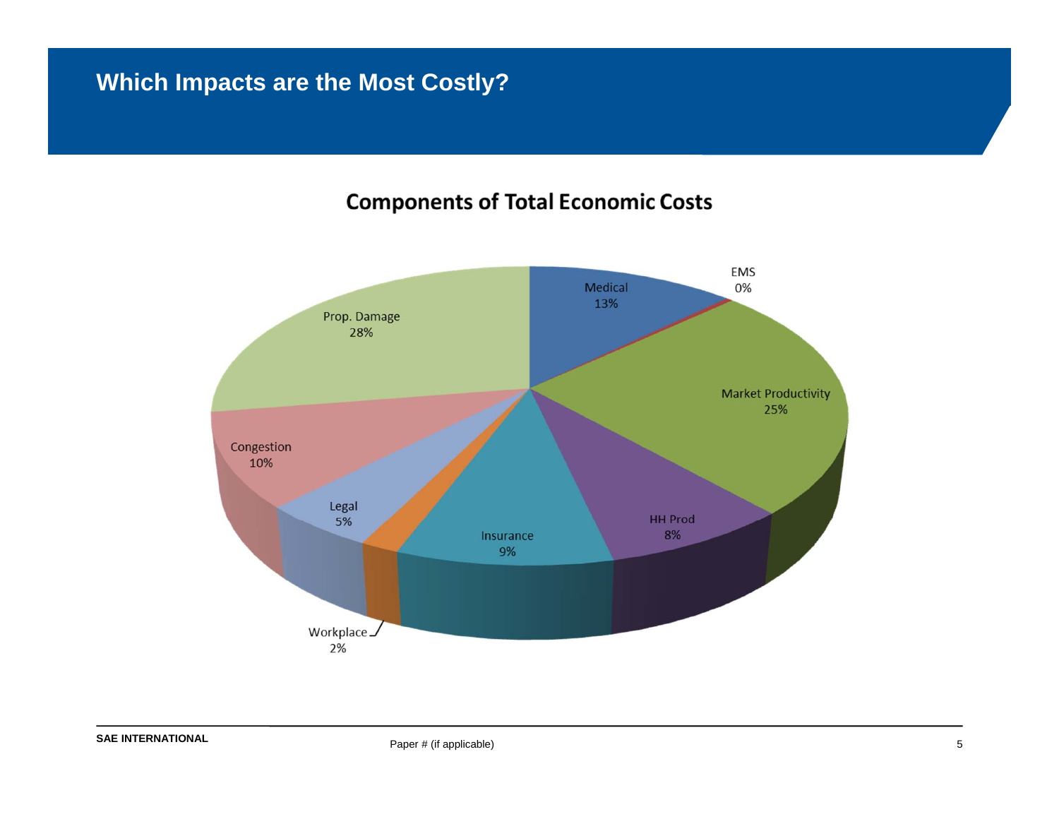# Which Impacts are the Most Costly?

## Components of Total Economic Costs

| Component | Share |
|---|---|
| Medical | 13% |
| EMS | 0% |
| Market Productivity | 25% |
| HH Prod | 8% |
| Insurance | 9% |
| Workplace | 2% |
| Legal | 5% |
| Congestion | 10% |
| Prop. Damage | 28% |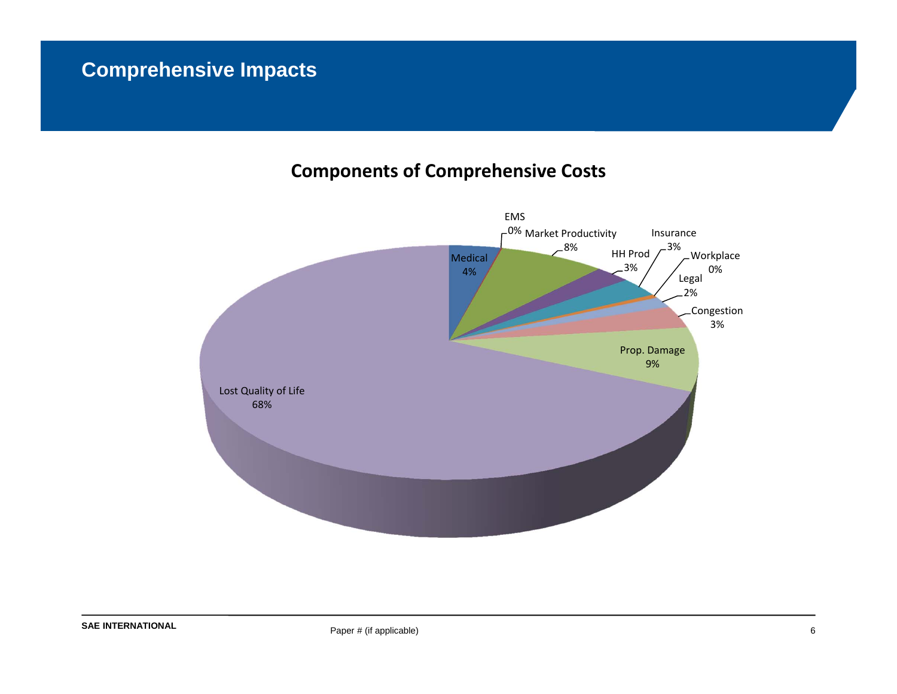# Comprehensive Impacts

## Components of Comprehensive Costs

| Component | Share |
| --- | --- |
| Medical | 4% |
| EMS | 0% |
| Market Productivity | 8% |
| HH Prod | 3% |
| Insurance | 3% |
| Workplace | 0% |
| Legal | 2% |
| Congestion | 3% |
| Prop. Damage | 9% |
| Lost Quality of Life | 68% |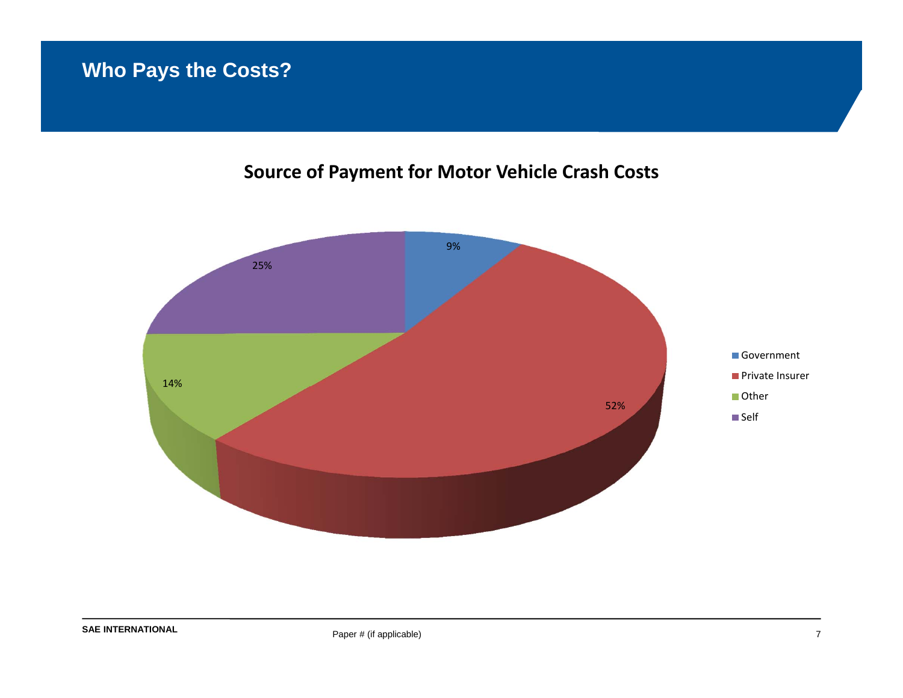# Who Pays the Costs?

## Source of Payment for Motor Vehicle Crash Costs

| Source | Share |
|---|---|
| Government | 9% |
| Private Insurer | 52% |
| Other | 14% |
| Self | 25% |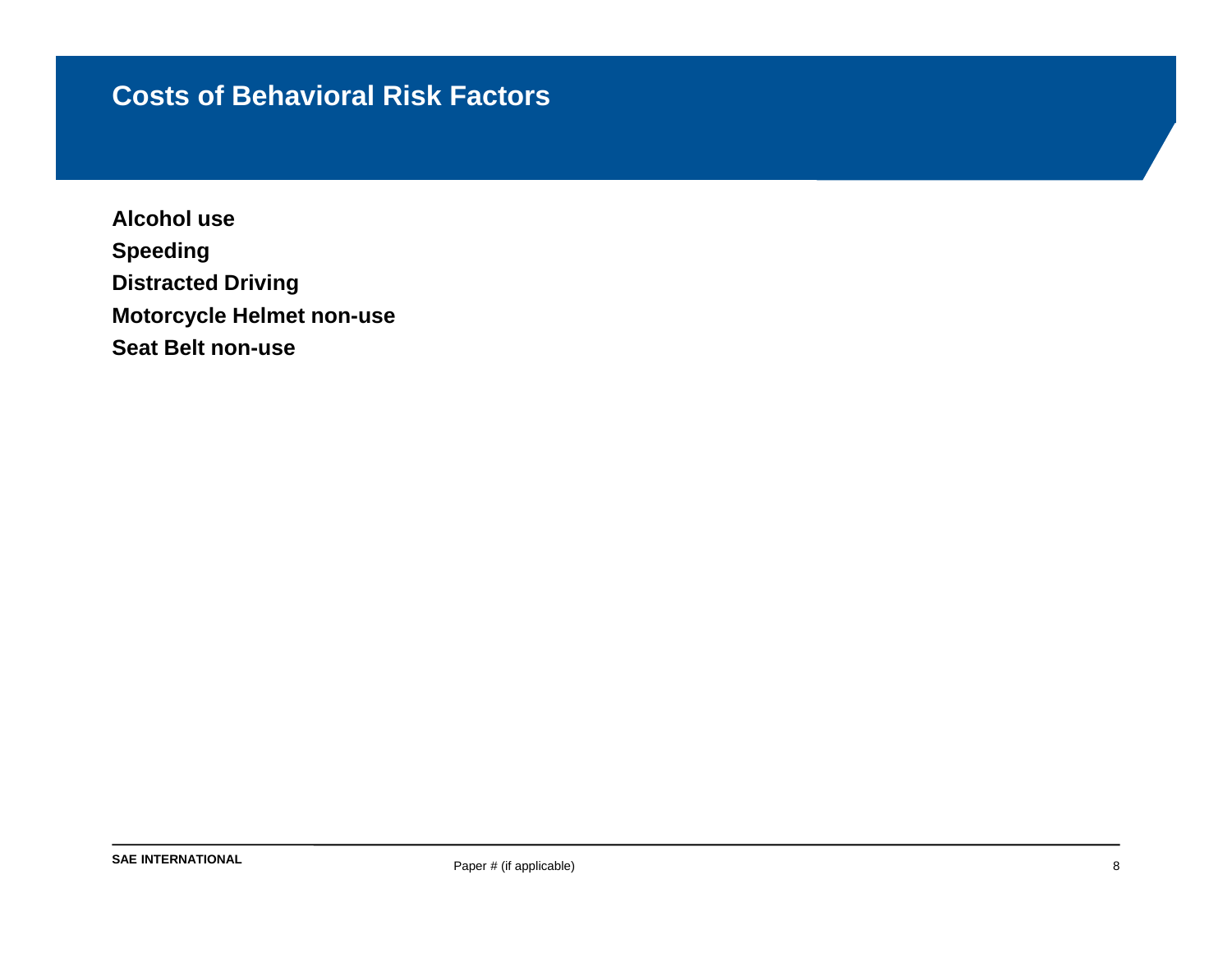# Costs of Behavioral Risk Factors

**Alcohol use**

**Speeding**

**Distracted Driving**

**Motorcycle Helmet non-use**

**Seat Belt non-use**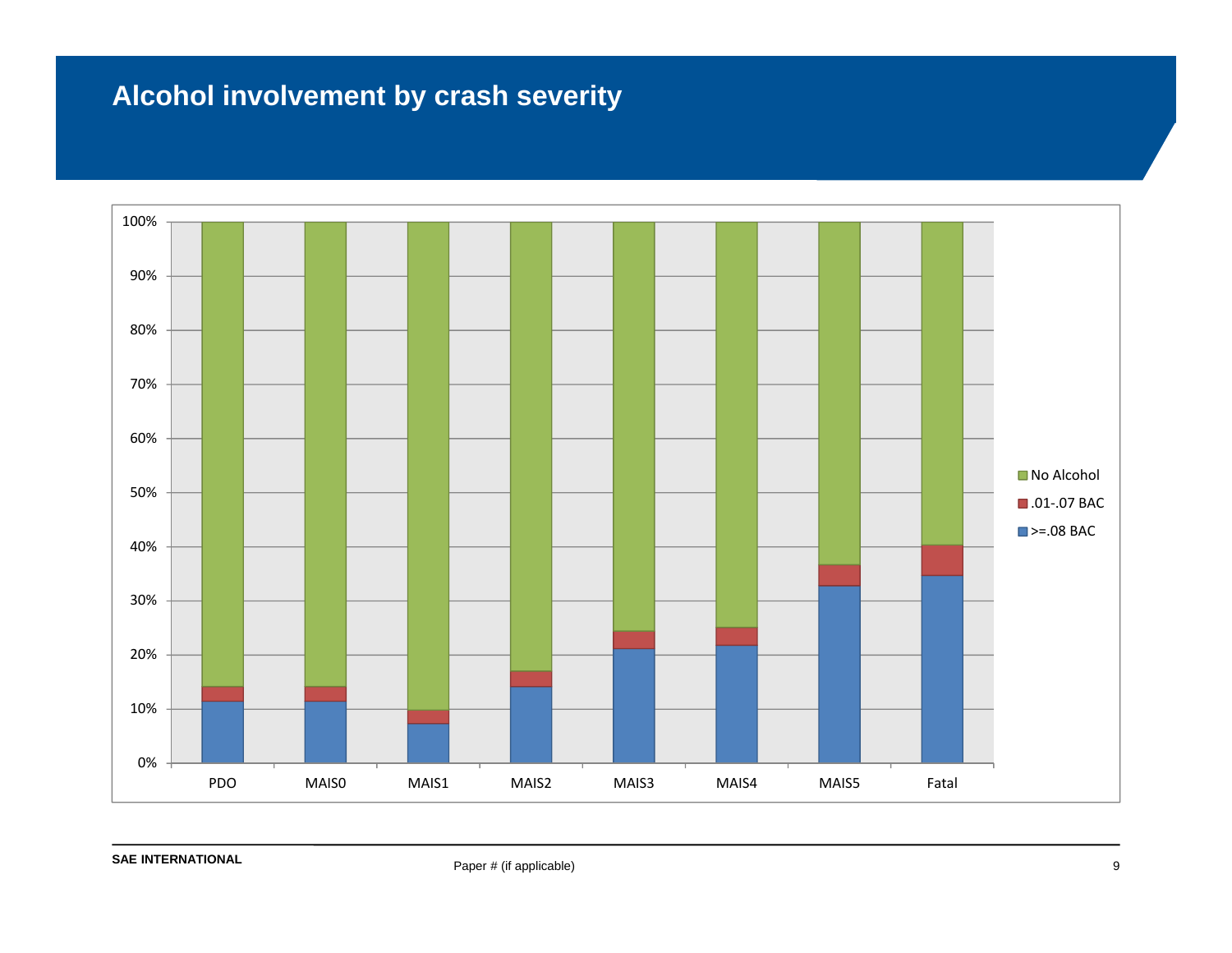# Alcohol involvement by crash severity

100%
90%
80%
70%
60%
50%
40%
30%
20%
10%
0%

PDO MAIS0 MAIS1 MAIS2 MAIS3 MAIS4 MAIS5 Fatal

No Alcohol
.01-.07 BAC
>=.08 BAC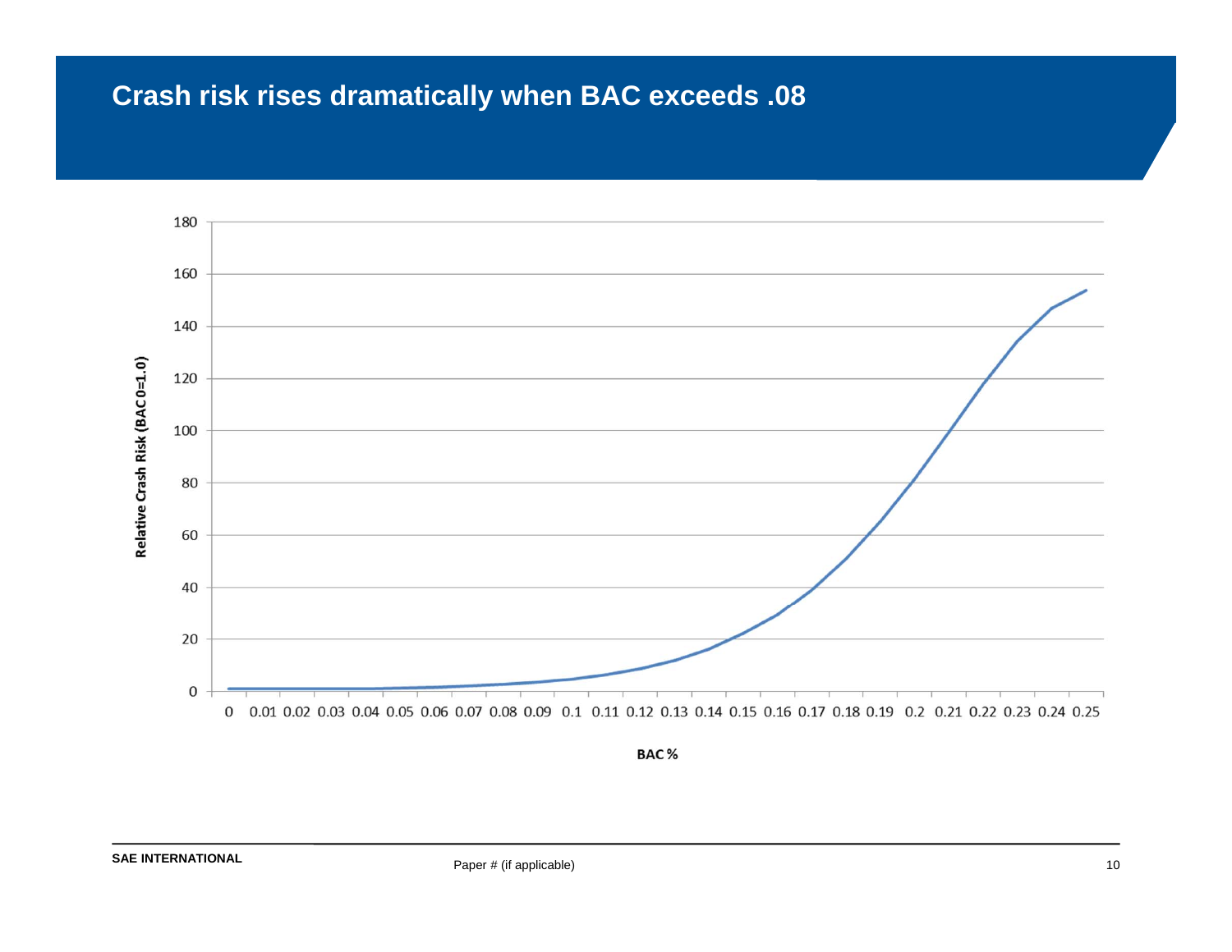# Crash risk rises dramatically when BAC exceeds .08

Relative Crash Risk (BAC 0=1.0)

180
160
140
120
100
80
60
40
20
0

0 0.01 0.02 0.03 0.04 0.05 0.06 0.07 0.08 0.09 0.1 0.11 0.12 0.13 0.14 0.15 0.16 0.17 0.18 0.19 0.2 0.21 0.22 0.23 0.24 0.25

BAC %

SAE INTERNATIONAL

Paper # (if applicable)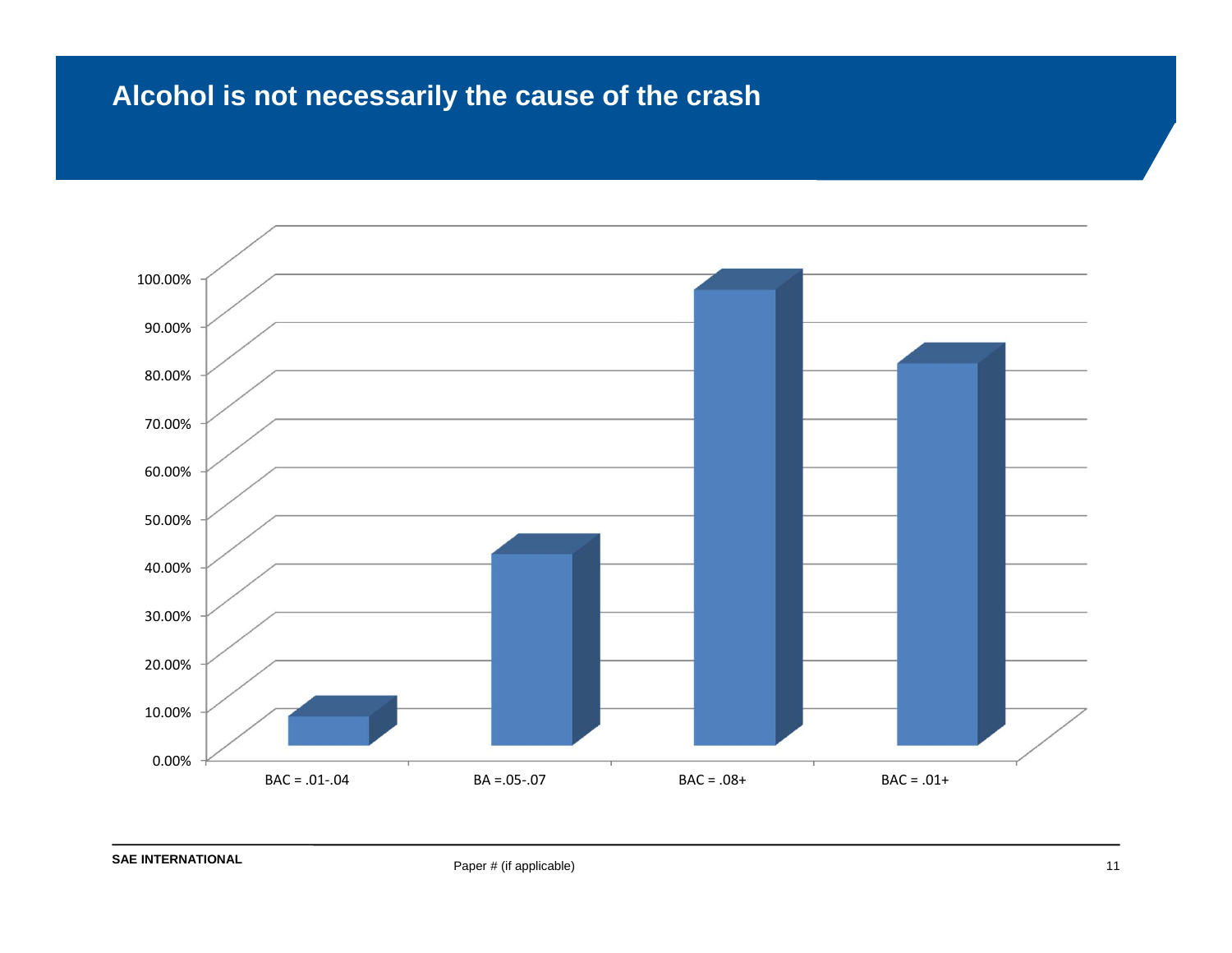## Alcohol is not necessarily the cause of the crash

100.00%
90.00%
80.00%
70.00%
60.00%
50.00%
40.00%
30.00%
20.00%
10.00%
0.00%

BAC = .01-.04 | BA =.05-.07 | BAC = .08+ | BAC = .01+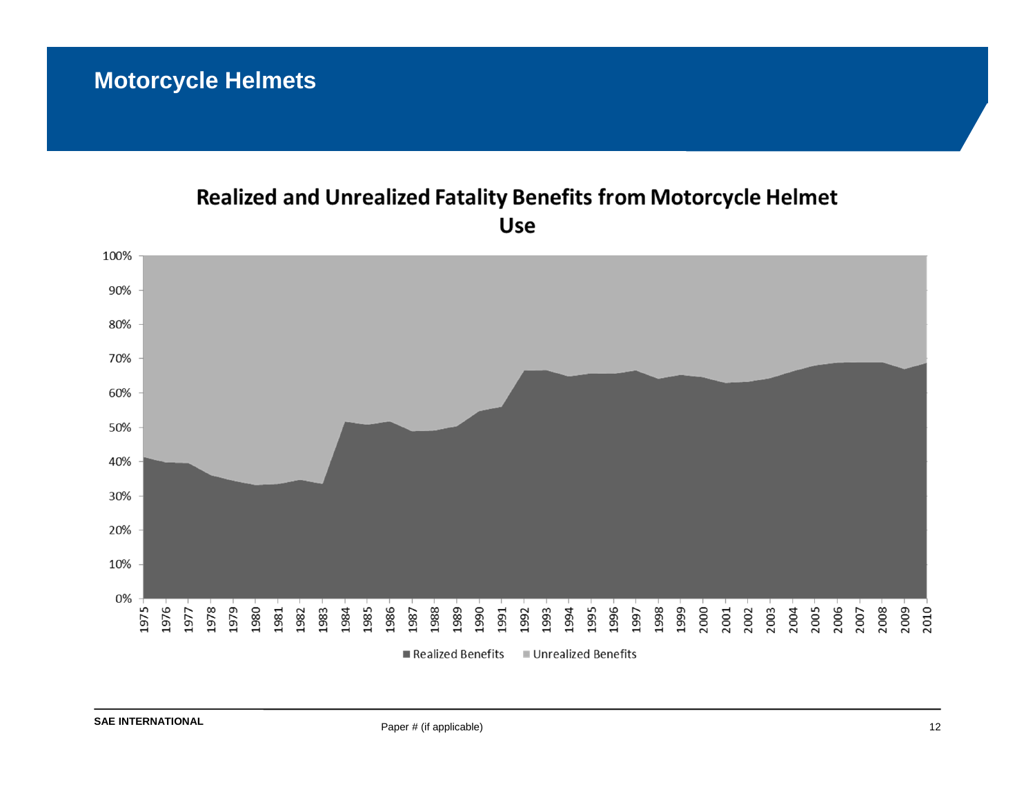# Motorcycle Helmets

## Realized and Unrealized Fatality Benefits from Motorcycle Helmet Use

■ Realized Benefits ■ Unrealized Benefits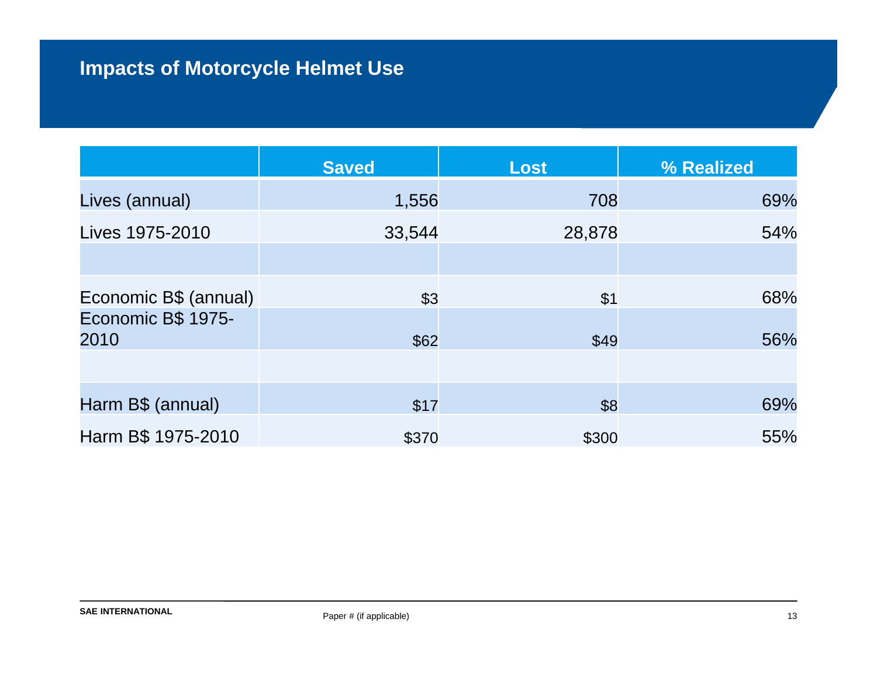## Impacts of Motorcycle Helmet Use

| | Saved | Lost | % Realized |
|---|---|---|---|
| Lives (annual) | 1,556 | 708 | 69% |
| Lives 1975-2010 | 33,544 | 28,878 | 54% |
| | | | |
| Economic B$ (annual) | $3 | $1 | 68% |
| Economic B$ 1975-2010 | $62 | $49 | 56% |
| | | | |
| Harm B$ (annual) | $17 | $8 | 69% |
| Harm B$ 1975-2010 | $370 | $300 | 55% |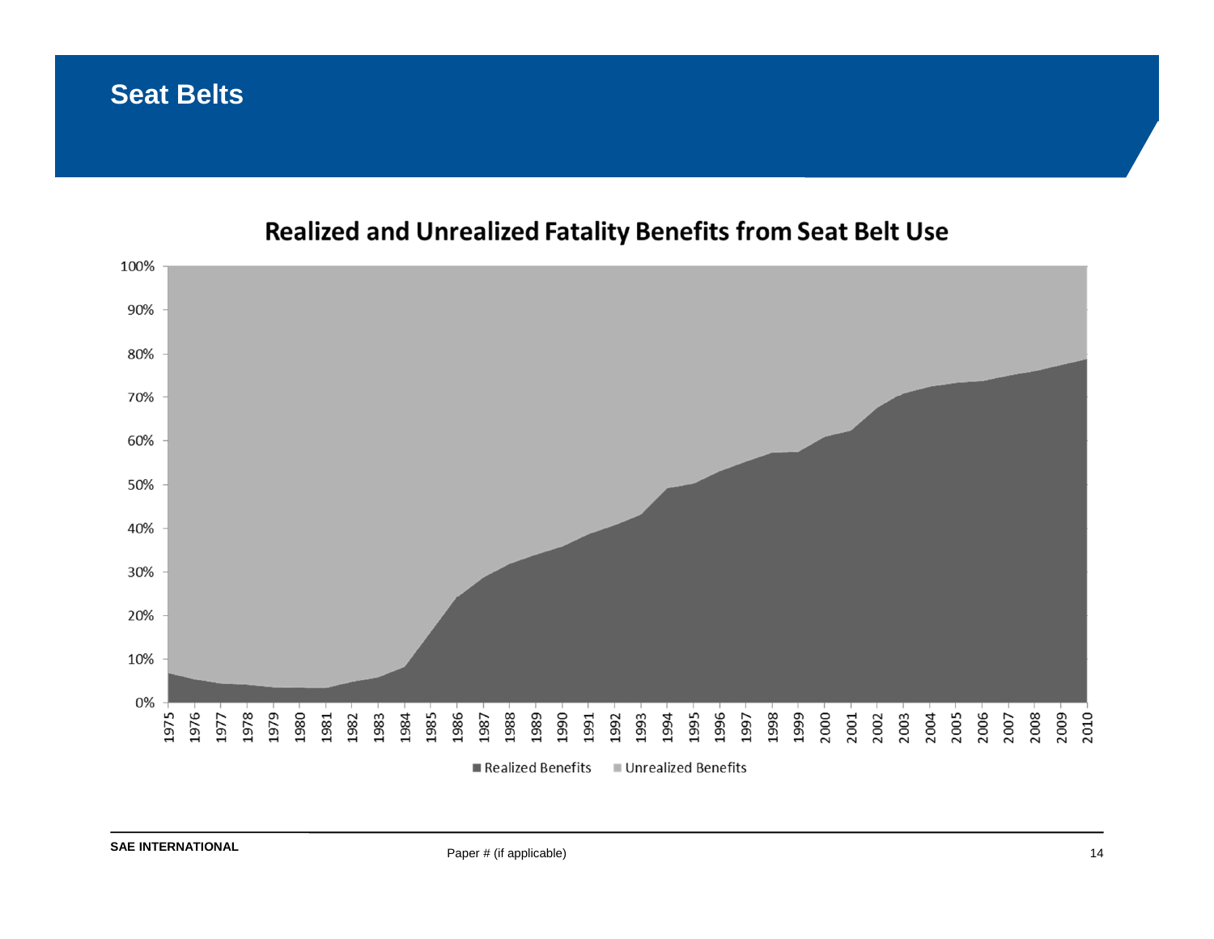# Seat Belts

**Realized and Unrealized Fatality Benefits from Seat Belt Use**

■ Realized Benefits ■ Unrealized Benefits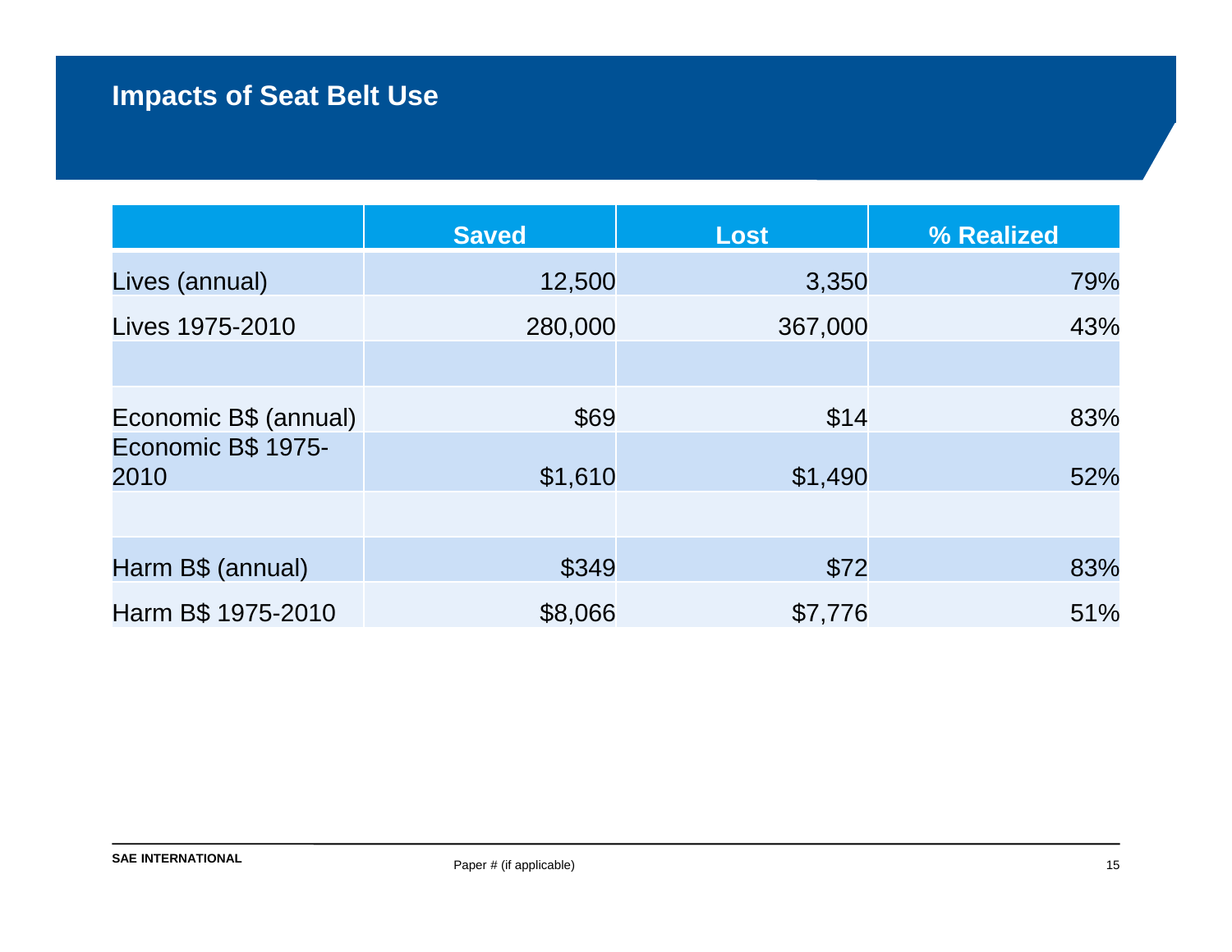## Impacts of Seat Belt Use

| | Saved | Lost | % Realized |
|---|---|---|---|
| Lives (annual) | 12,500 | 3,350 | 79% |
| Lives 1975-2010 | 280,000 | 367,000 | 43% |
| | | | |
| Economic B$ (annual) | $69 | $14 | 83% |
| Economic B$ 1975-2010 | $1,610 | $1,490 | 52% |
| | | | |
| Harm B$ (annual) | $349 | $72 | 83% |
| Harm B$ 1975-2010 | $8,066 | $7,776 | 51% |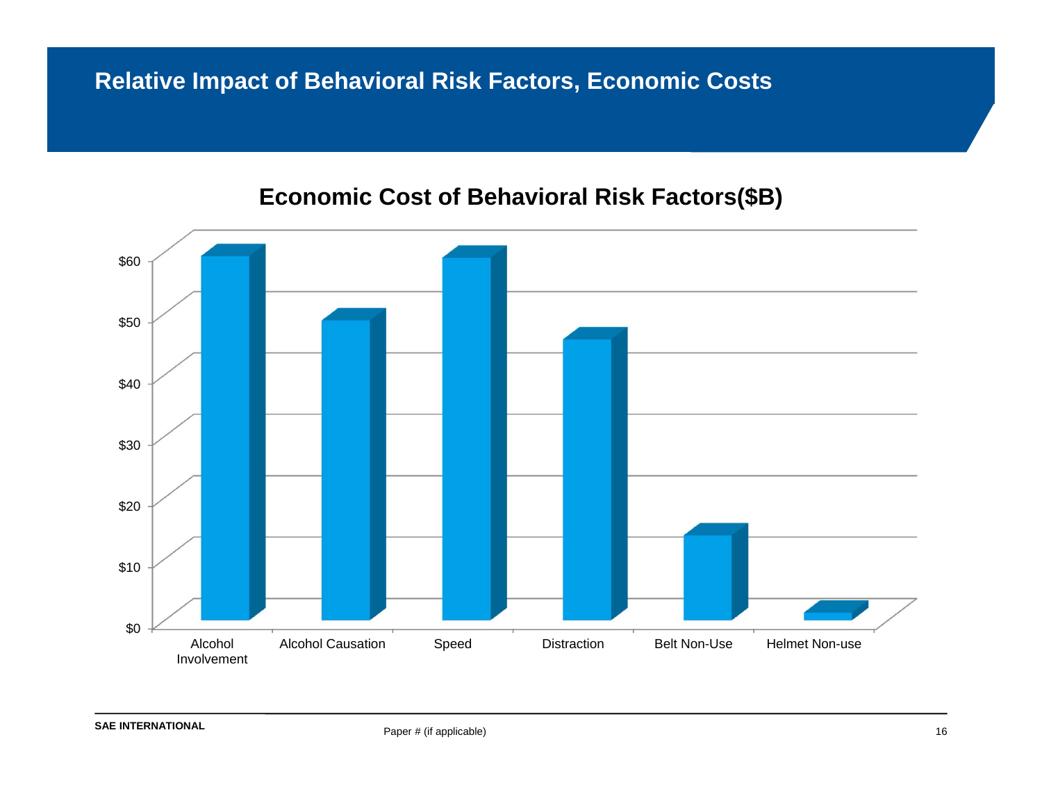# Relative Impact of Behavioral Risk Factors, Economic Costs

## Economic Cost of Behavioral Risk Factors($B)

| Risk Factor | Economic Cost ($B) |
|---|---|
| Alcohol Involvement | ~$59 |
| Alcohol Causation | ~$49 |
| Speed | ~$59 |
| Distraction | ~$46 |
| Belt Non-Use | ~$14 |
| Helmet Non-use | ~$1 |

Paper # (if applicable)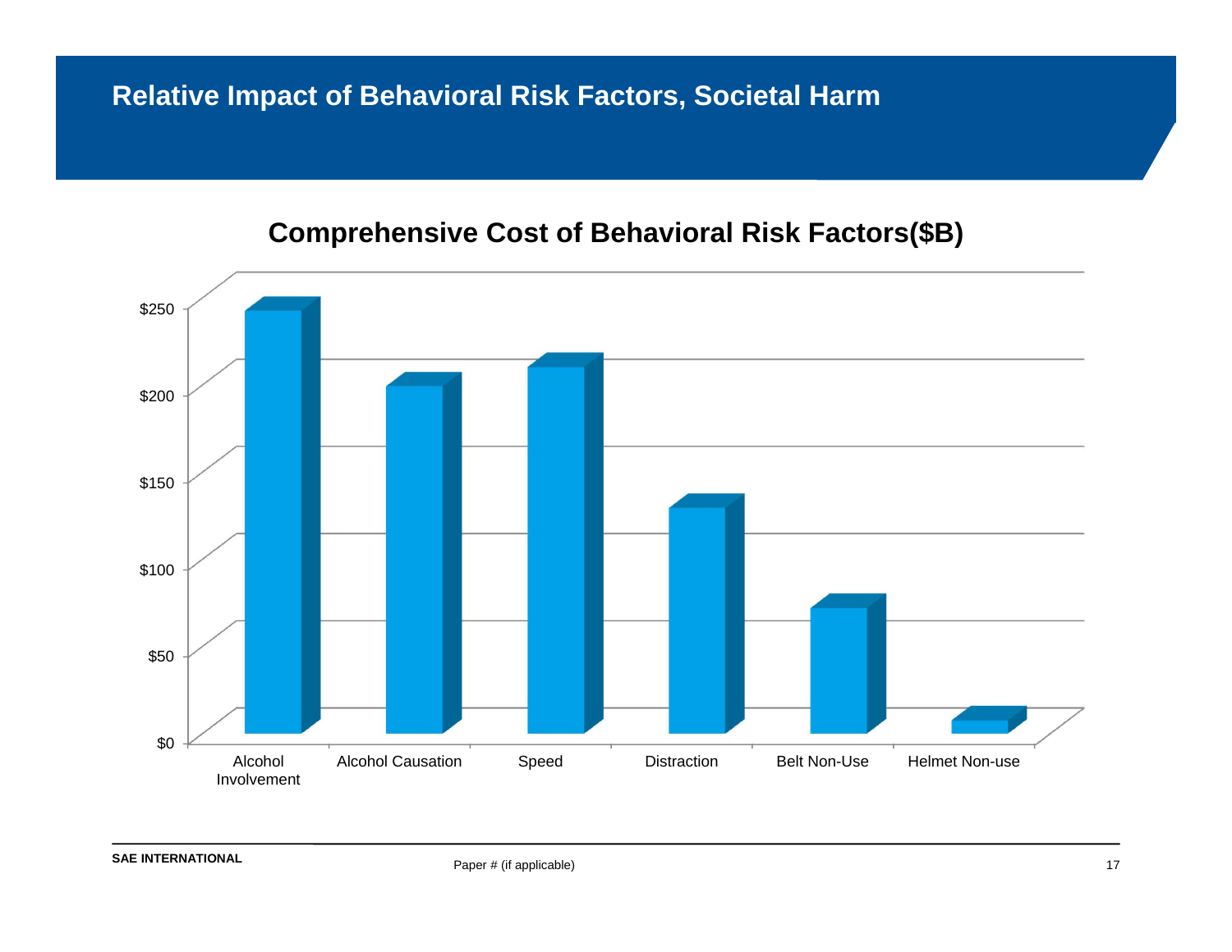# Relative Impact of Behavioral Risk Factors, Societal Harm

## Comprehensive Cost of Behavioral Risk Factors($B)

| Category | Cost ($B) |
| --- | --- |
| Alcohol Involvement | ~$243 |
| Alcohol Causation | ~$200 |
| Speed | ~$210 |
| Distraction | ~$129 |
| Belt Non-Use | ~$72 |
| Helmet Non-use | ~$7 |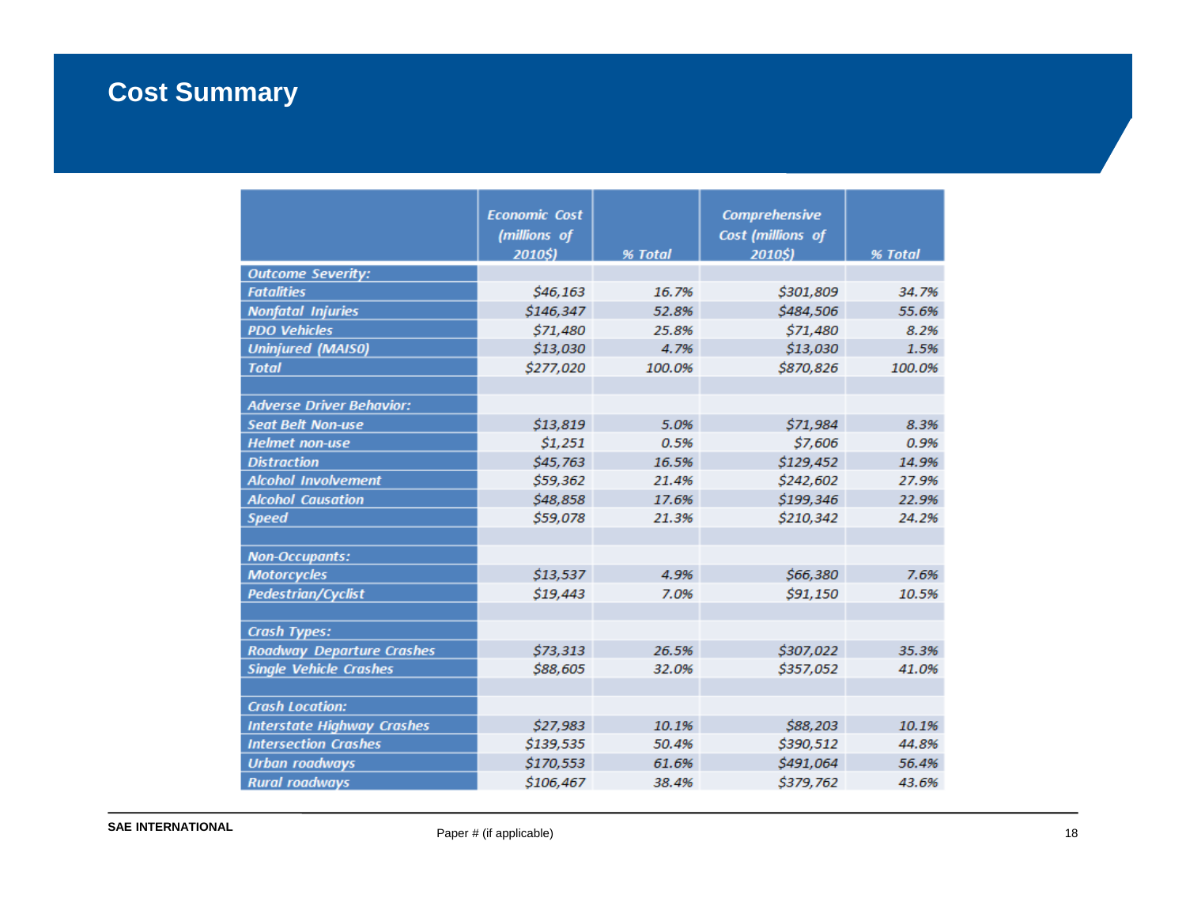# Cost Summary

| | Economic Cost (millions of 2010$) | % Total | Comprehensive Cost (millions of 2010$) | % Total |
|---|---|---|---|---|
| **Outcome Severity:** | | | | |
| Fatalities | $46,163 | 16.7% | $301,809 | 34.7% |
| Nonfatal Injuries | $146,347 | 52.8% | $484,506 | 55.6% |
| PDO Vehicles | $71,480 | 25.8% | $71,480 | 8.2% |
| Uninjured (MAIS0) | $13,030 | 4.7% | $13,030 | 1.5% |
| Total | $277,020 | 100.0% | $870,826 | 100.0% |
| | | | | |
| **Adverse Driver Behavior:** | | | | |
| Seat Belt Non-use | $13,819 | 5.0% | $71,984 | 8.3% |
| Helmet non-use | $1,251 | 0.5% | $7,606 | 0.9% |
| Distraction | $45,763 | 16.5% | $129,452 | 14.9% |
| Alcohol Involvement | $59,362 | 21.4% | $242,602 | 27.9% |
| Alcohol Causation | $48,858 | 17.6% | $199,346 | 22.9% |
| Speed | $59,078 | 21.3% | $210,342 | 24.2% |
| | | | | |
| **Non-Occupants:** | | | | |
| Motorcycles | $13,537 | 4.9% | $66,380 | 7.6% |
| Pedestrian/Cyclist | $19,443 | 7.0% | $91,150 | 10.5% |
| | | | | |
| **Crash Types:** | | | | |
| Roadway Departure Crashes | $73,313 | 26.5% | $307,022 | 35.3% |
| Single Vehicle Crashes | $88,605 | 32.0% | $357,052 | 41.0% |
| | | | | |
| **Crash Location:** | | | | |
| Interstate Highway Crashes | $27,983 | 10.1% | $88,203 | 10.1% |
| Intersection Crashes | $139,535 | 50.4% | $390,512 | 44.8% |
| Urban roadways | $170,553 | 61.6% | $491,064 | 56.4% |
| Rural roadways | $106,467 | 38.4% | $379,762 | 43.6% |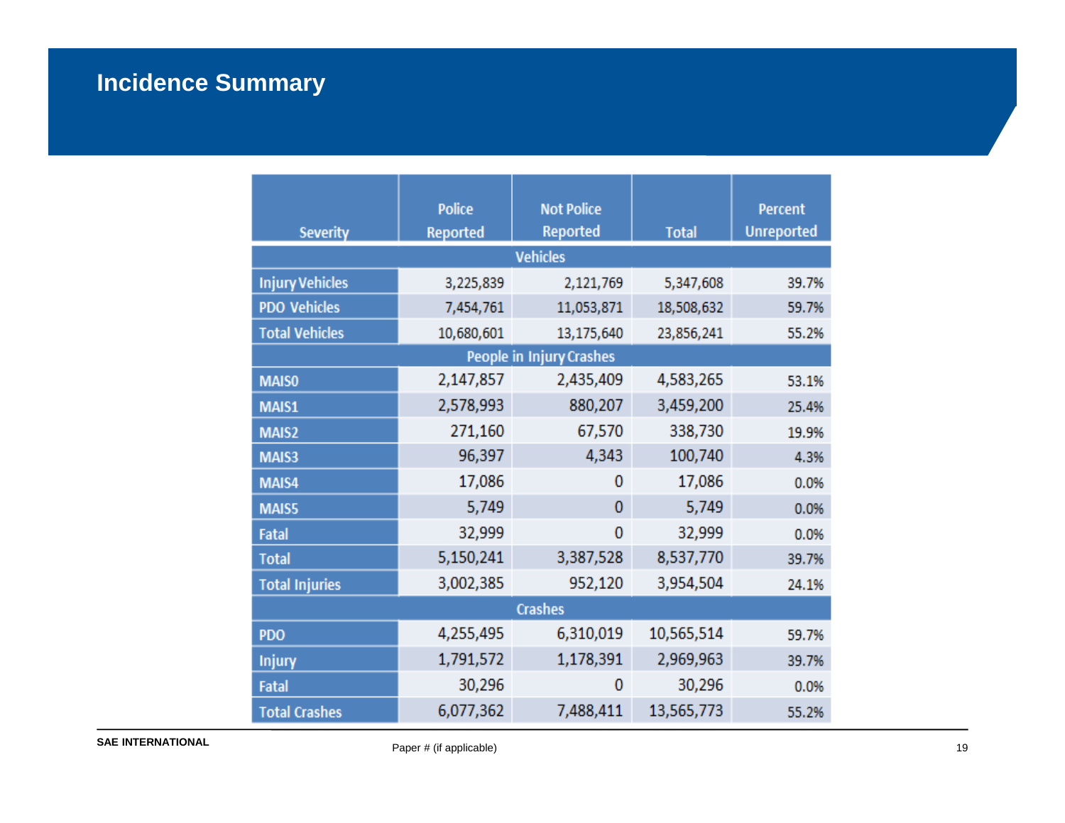# Incidence Summary

| Severity | Police Reported | Not Police Reported | Total | Percent Unreported |
|---|---|---|---|---|
| **Vehicles** | | | | |
| Injury Vehicles | 3,225,839 | 2,121,769 | 5,347,608 | 39.7% |
| PDO Vehicles | 7,454,761 | 11,053,871 | 18,508,632 | 59.7% |
| Total Vehicles | 10,680,601 | 13,175,640 | 23,856,241 | 55.2% |
| **People in Injury Crashes** | | | | |
| MAIS0 | 2,147,857 | 2,435,409 | 4,583,265 | 53.1% |
| MAIS1 | 2,578,993 | 880,207 | 3,459,200 | 25.4% |
| MAIS2 | 271,160 | 67,570 | 338,730 | 19.9% |
| MAIS3 | 96,397 | 4,343 | 100,740 | 4.3% |
| MAIS4 | 17,086 | 0 | 17,086 | 0.0% |
| MAIS5 | 5,749 | 0 | 5,749 | 0.0% |
| Fatal | 32,999 | 0 | 32,999 | 0.0% |
| Total | 5,150,241 | 3,387,528 | 8,537,770 | 39.7% |
| Total Injuries | 3,002,385 | 952,120 | 3,954,504 | 24.1% |
| **Crashes** | | | | |
| PDO | 4,255,495 | 6,310,019 | 10,565,514 | 59.7% |
| Injury | 1,791,572 | 1,178,391 | 2,969,963 | 39.7% |
| Fatal | 30,296 | 0 | 30,296 | 0.0% |
| Total Crashes | 6,077,362 | 7,488,411 | 13,565,773 | 55.2% |